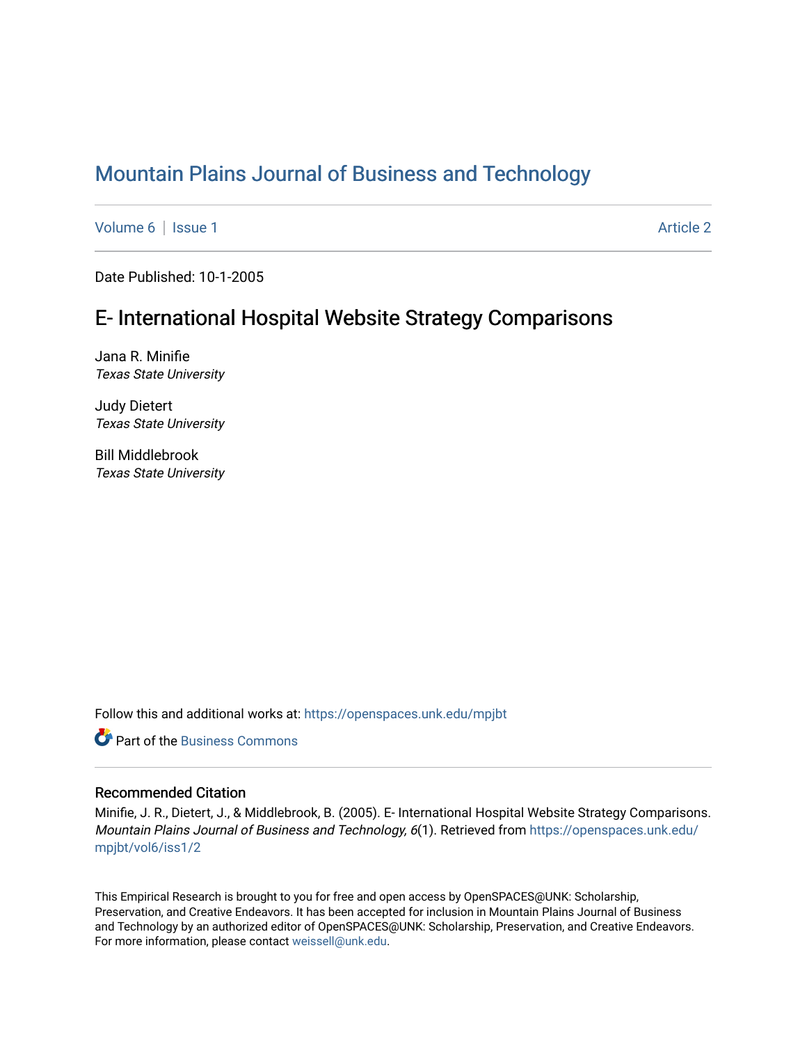# Mountain Plains Journal of Business and Technology

Volume 6 | Issue 1 Article 2

Date Published: 10-1-2005

## E- International Hospital Website Strategy Comparisons

Jana R. Minifie
*Texas State University*

Judy Dietert
*Texas State University*

Bill Middlebrook
*Texas State University*

Follow this and additional works at: https://openspaces.unk.edu/mpjbt

Part of the Business Commons

### Recommended Citation

Minifie, J. R., Dietert, J., & Middlebrook, B. (2005). E- International Hospital Website Strategy Comparisons. *Mountain Plains Journal of Business and Technology, 6*(1). Retrieved from https://openspaces.unk.edu/mpjbt/vol6/iss1/2

This Empirical Research is brought to you for free and open access by OpenSPACES@UNK: Scholarship, Preservation, and Creative Endeavors. It has been accepted for inclusion in Mountain Plains Journal of Business and Technology by an authorized editor of OpenSPACES@UNK: Scholarship, Preservation, and Creative Endeavors. For more information, please contact weissell@unk.edu.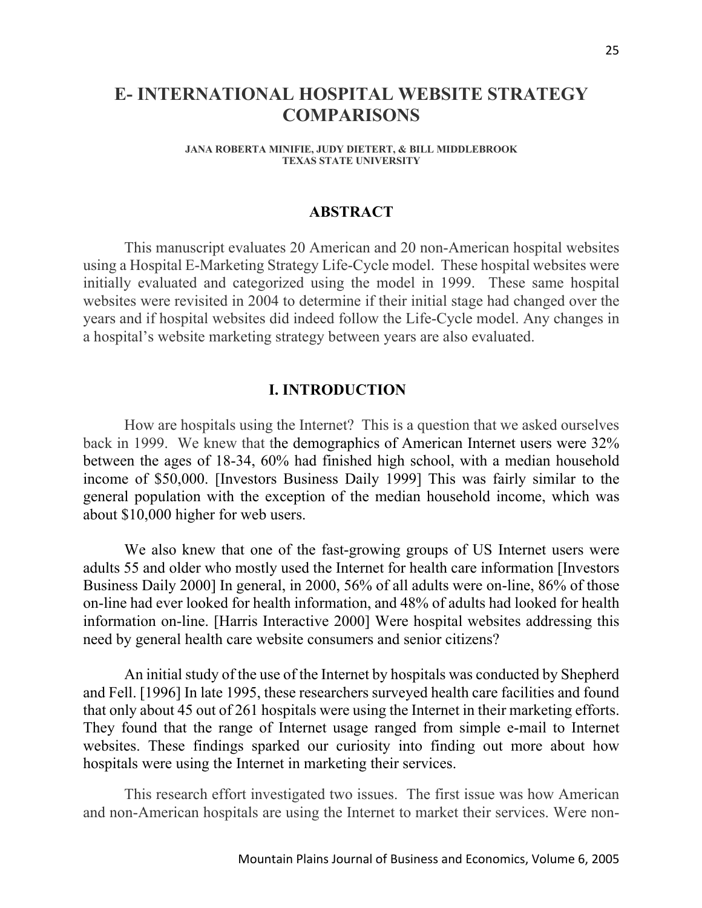# E- INTERNATIONAL HOSPITAL WEBSITE STRATEGY COMPARISONS

**JANA ROBERTA MINIFIE, JUDY DIETERT, & BILL MIDDLEBROOK**
**TEXAS STATE UNIVERSITY**

## ABSTRACT

This manuscript evaluates 20 American and 20 non-American hospital websites using a Hospital E-Marketing Strategy Life-Cycle model. These hospital websites were initially evaluated and categorized using the model in 1999. These same hospital websites were revisited in 2004 to determine if their initial stage had changed over the years and if hospital websites did indeed follow the Life-Cycle model. Any changes in a hospital's website marketing strategy between years are also evaluated.

## I. INTRODUCTION

How are hospitals using the Internet? This is a question that we asked ourselves back in 1999. We knew that the demographics of American Internet users were 32% between the ages of 18-34, 60% had finished high school, with a median household income of $50,000. [Investors Business Daily 1999] This was fairly similar to the general population with the exception of the median household income, which was about $10,000 higher for web users.

We also knew that one of the fast-growing groups of US Internet users were adults 55 and older who mostly used the Internet for health care information [Investors Business Daily 2000] In general, in 2000, 56% of all adults were on-line, 86% of those on-line had ever looked for health information, and 48% of adults had looked for health information on-line. [Harris Interactive 2000] Were hospital websites addressing this need by general health care website consumers and senior citizens?

An initial study of the use of the Internet by hospitals was conducted by Shepherd and Fell. [1996] In late 1995, these researchers surveyed health care facilities and found that only about 45 out of 261 hospitals were using the Internet in their marketing efforts. They found that the range of Internet usage ranged from simple e-mail to Internet websites. These findings sparked our curiosity into finding out more about how hospitals were using the Internet in marketing their services.

This research effort investigated two issues. The first issue was how American and non-American hospitals are using the Internet to market their services. Were non-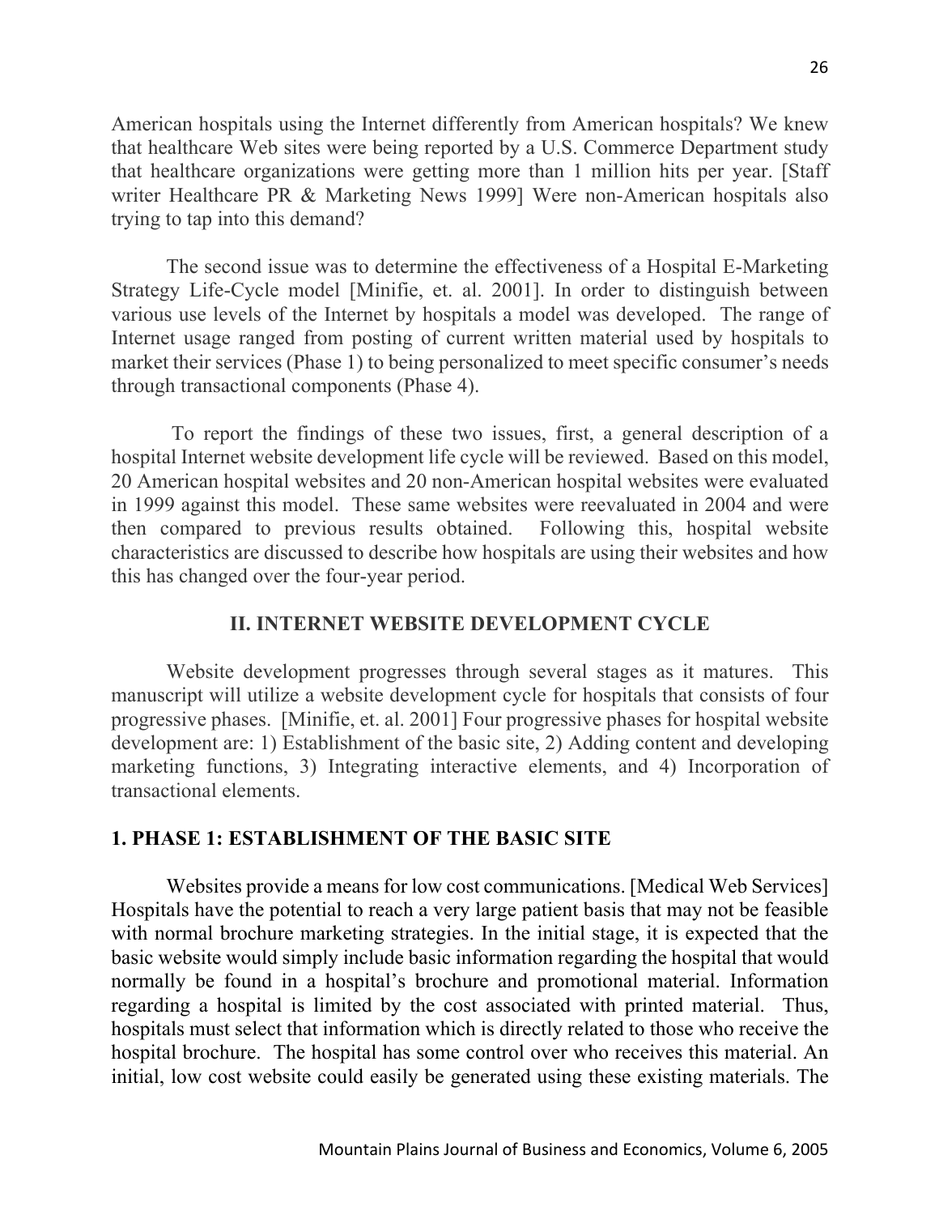American hospitals using the Internet differently from American hospitals? We knew that healthcare Web sites were being reported by a U.S. Commerce Department study that healthcare organizations were getting more than 1 million hits per year. [Staff writer Healthcare PR & Marketing News 1999] Were non-American hospitals also trying to tap into this demand?

The second issue was to determine the effectiveness of a Hospital E-Marketing Strategy Life-Cycle model [Minifie, et. al. 2001]. In order to distinguish between various use levels of the Internet by hospitals a model was developed. The range of Internet usage ranged from posting of current written material used by hospitals to market their services (Phase 1) to being personalized to meet specific consumer's needs through transactional components (Phase 4).

To report the findings of these two issues, first, a general description of a hospital Internet website development life cycle will be reviewed. Based on this model, 20 American hospital websites and 20 non-American hospital websites were evaluated in 1999 against this model. These same websites were reevaluated in 2004 and were then compared to previous results obtained. Following this, hospital website characteristics are discussed to describe how hospitals are using their websites and how this has changed over the four-year period.

## II. INTERNET WEBSITE DEVELOPMENT CYCLE

Website development progresses through several stages as it matures. This manuscript will utilize a website development cycle for hospitals that consists of four progressive phases. [Minifie, et. al. 2001] Four progressive phases for hospital website development are: 1) Establishment of the basic site, 2) Adding content and developing marketing functions, 3) Integrating interactive elements, and 4) Incorporation of transactional elements.

### 1. PHASE 1: ESTABLISHMENT OF THE BASIC SITE

Websites provide a means for low cost communications. [Medical Web Services] Hospitals have the potential to reach a very large patient basis that may not be feasible with normal brochure marketing strategies. In the initial stage, it is expected that the basic website would simply include basic information regarding the hospital that would normally be found in a hospital's brochure and promotional material. Information regarding a hospital is limited by the cost associated with printed material. Thus, hospitals must select that information which is directly related to those who receive the hospital brochure. The hospital has some control over who receives this material. An initial, low cost website could easily be generated using these existing materials. The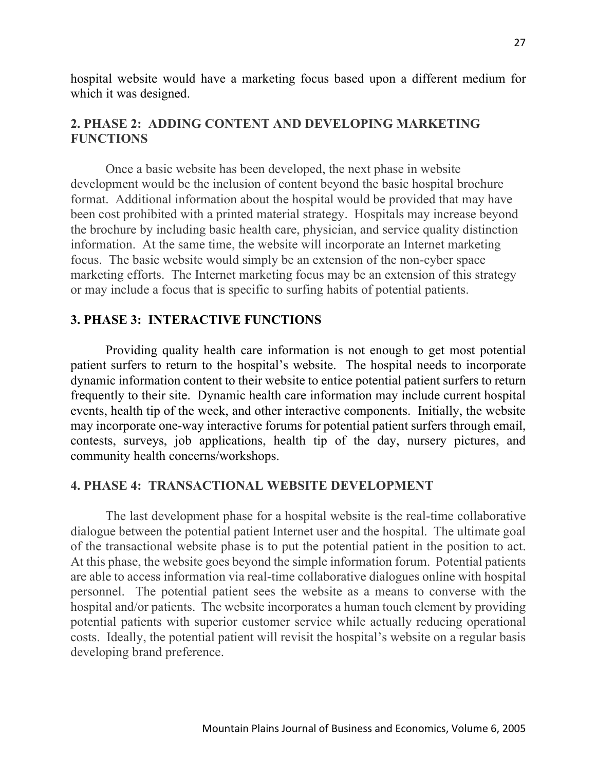hospital website would have a marketing focus based upon a different medium for which it was designed.

## 2. PHASE 2: ADDING CONTENT AND DEVELOPING MARKETING FUNCTIONS

Once a basic website has been developed, the next phase in website development would be the inclusion of content beyond the basic hospital brochure format. Additional information about the hospital would be provided that may have been cost prohibited with a printed material strategy. Hospitals may increase beyond the brochure by including basic health care, physician, and service quality distinction information. At the same time, the website will incorporate an Internet marketing focus. The basic website would simply be an extension of the non-cyber space marketing efforts. The Internet marketing focus may be an extension of this strategy or may include a focus that is specific to surfing habits of potential patients.

## 3. PHASE 3: INTERACTIVE FUNCTIONS

Providing quality health care information is not enough to get most potential patient surfers to return to the hospital's website. The hospital needs to incorporate dynamic information content to their website to entice potential patient surfers to return frequently to their site. Dynamic health care information may include current hospital events, health tip of the week, and other interactive components. Initially, the website may incorporate one-way interactive forums for potential patient surfers through email, contests, surveys, job applications, health tip of the day, nursery pictures, and community health concerns/workshops.

## 4. PHASE 4: TRANSACTIONAL WEBSITE DEVELOPMENT

The last development phase for a hospital website is the real-time collaborative dialogue between the potential patient Internet user and the hospital. The ultimate goal of the transactional website phase is to put the potential patient in the position to act. At this phase, the website goes beyond the simple information forum. Potential patients are able to access information via real-time collaborative dialogues online with hospital personnel. The potential patient sees the website as a means to converse with the hospital and/or patients. The website incorporates a human touch element by providing potential patients with superior customer service while actually reducing operational costs. Ideally, the potential patient will revisit the hospital's website on a regular basis developing brand preference.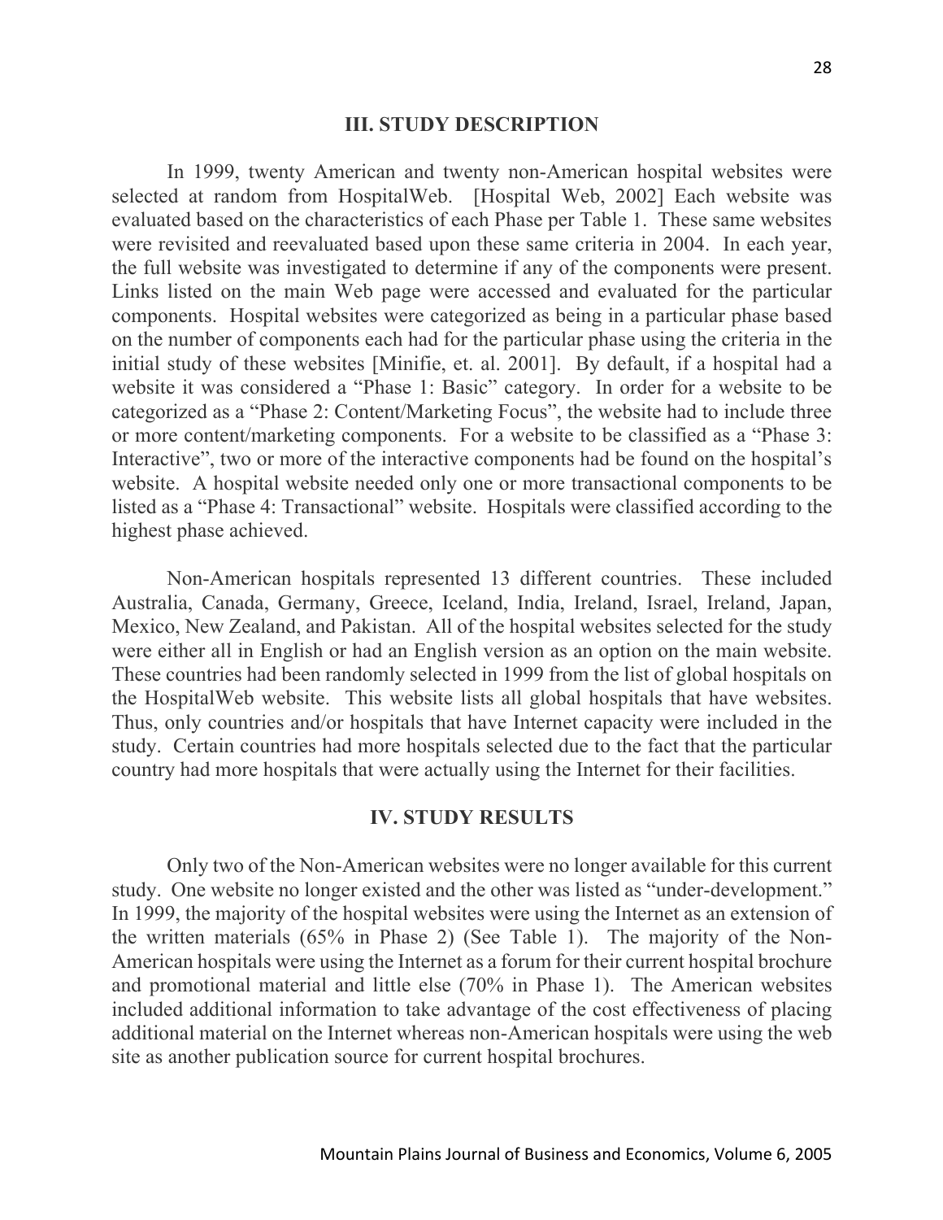## III. STUDY DESCRIPTION

In 1999, twenty American and twenty non-American hospital websites were selected at random from HospitalWeb. [Hospital Web, 2002] Each website was evaluated based on the characteristics of each Phase per Table 1. These same websites were revisited and reevaluated based upon these same criteria in 2004. In each year, the full website was investigated to determine if any of the components were present. Links listed on the main Web page were accessed and evaluated for the particular components. Hospital websites were categorized as being in a particular phase based on the number of components each had for the particular phase using the criteria in the initial study of these websites [Minifie, et. al. 2001]. By default, if a hospital had a website it was considered a "Phase 1: Basic" category. In order for a website to be categorized as a "Phase 2: Content/Marketing Focus", the website had to include three or more content/marketing components. For a website to be classified as a "Phase 3: Interactive", two or more of the interactive components had be found on the hospital's website. A hospital website needed only one or more transactional components to be listed as a "Phase 4: Transactional" website. Hospitals were classified according to the highest phase achieved.

Non-American hospitals represented 13 different countries. These included Australia, Canada, Germany, Greece, Iceland, India, Ireland, Israel, Ireland, Japan, Mexico, New Zealand, and Pakistan. All of the hospital websites selected for the study were either all in English or had an English version as an option on the main website. These countries had been randomly selected in 1999 from the list of global hospitals on the HospitalWeb website. This website lists all global hospitals that have websites. Thus, only countries and/or hospitals that have Internet capacity were included in the study. Certain countries had more hospitals selected due to the fact that the particular country had more hospitals that were actually using the Internet for their facilities.

## IV. STUDY RESULTS

Only two of the Non-American websites were no longer available for this current study. One website no longer existed and the other was listed as "under-development." In 1999, the majority of the hospital websites were using the Internet as an extension of the written materials (65% in Phase 2) (See Table 1). The majority of the Non-American hospitals were using the Internet as a forum for their current hospital brochure and promotional material and little else (70% in Phase 1). The American websites included additional information to take advantage of the cost effectiveness of placing additional material on the Internet whereas non-American hospitals were using the web site as another publication source for current hospital brochures.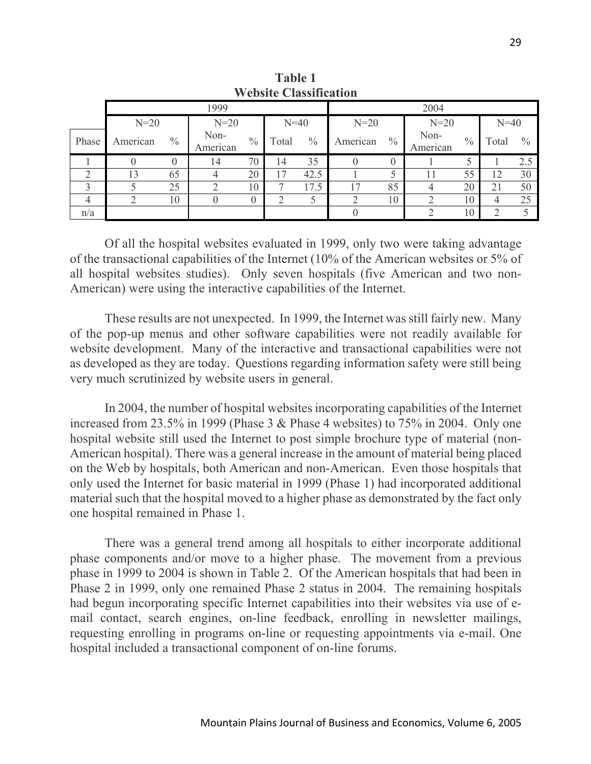**Table 1**
**Website Classification**

| | 1999 | | | | | | 2004 | | | | | |
|---|---|---|---|---|---|---|---|---|---|---|---|---|
| | N=20 | | N=20 | | N=40 | | N=20 | | N=20 | | N=40 | |
| Phase | American | % | Non-American | % | Total | % | American | % | Non-American | % | Total | % |
| 1 | 0 | 0 | 14 | 70 | 14 | 35 | 0 | 0 | 1 | 5 | 1 | 2.5 |
| 2 | 13 | 65 | 4 | 20 | 17 | 42.5 | 1 | 5 | 11 | 55 | 12 | 30 |
| 3 | 5 | 25 | 2 | 10 | 7 | 17.5 | 17 | 85 | 4 | 20 | 21 | 50 |
| 4 | 2 | 10 | 0 | 0 | 2 | 5 | 2 | 10 | 2 | 10 | 4 | 25 |
| n/a | | | | | | | 0 | | 2 | 10 | 2 | 5 |

Of all the hospital websites evaluated in 1999, only two were taking advantage of the transactional capabilities of the Internet (10% of the American websites or 5% of all hospital websites studies). Only seven hospitals (five American and two non-American) were using the interactive capabilities of the Internet.

These results are not unexpected. In 1999, the Internet was still fairly new. Many of the pop-up menus and other software capabilities were not readily available for website development. Many of the interactive and transactional capabilities were not as developed as they are today. Questions regarding information safety were still being very much scrutinized by website users in general.

In 2004, the number of hospital websites incorporating capabilities of the Internet increased from 23.5% in 1999 (Phase 3 & Phase 4 websites) to 75% in 2004. Only one hospital website still used the Internet to post simple brochure type of material (non-American hospital). There was a general increase in the amount of material being placed on the Web by hospitals, both American and non-American. Even those hospitals that only used the Internet for basic material in 1999 (Phase 1) had incorporated additional material such that the hospital moved to a higher phase as demonstrated by the fact only one hospital remained in Phase 1.

There was a general trend among all hospitals to either incorporate additional phase components and/or move to a higher phase. The movement from a previous phase in 1999 to 2004 is shown in Table 2. Of the American hospitals that had been in Phase 2 in 1999, only one remained Phase 2 status in 2004. The remaining hospitals had begun incorporating specific Internet capabilities into their websites via use of e-mail contact, search engines, on-line feedback, enrolling in newsletter mailings, requesting enrolling in programs on-line or requesting appointments via e-mail. One hospital included a transactional component of on-line forums.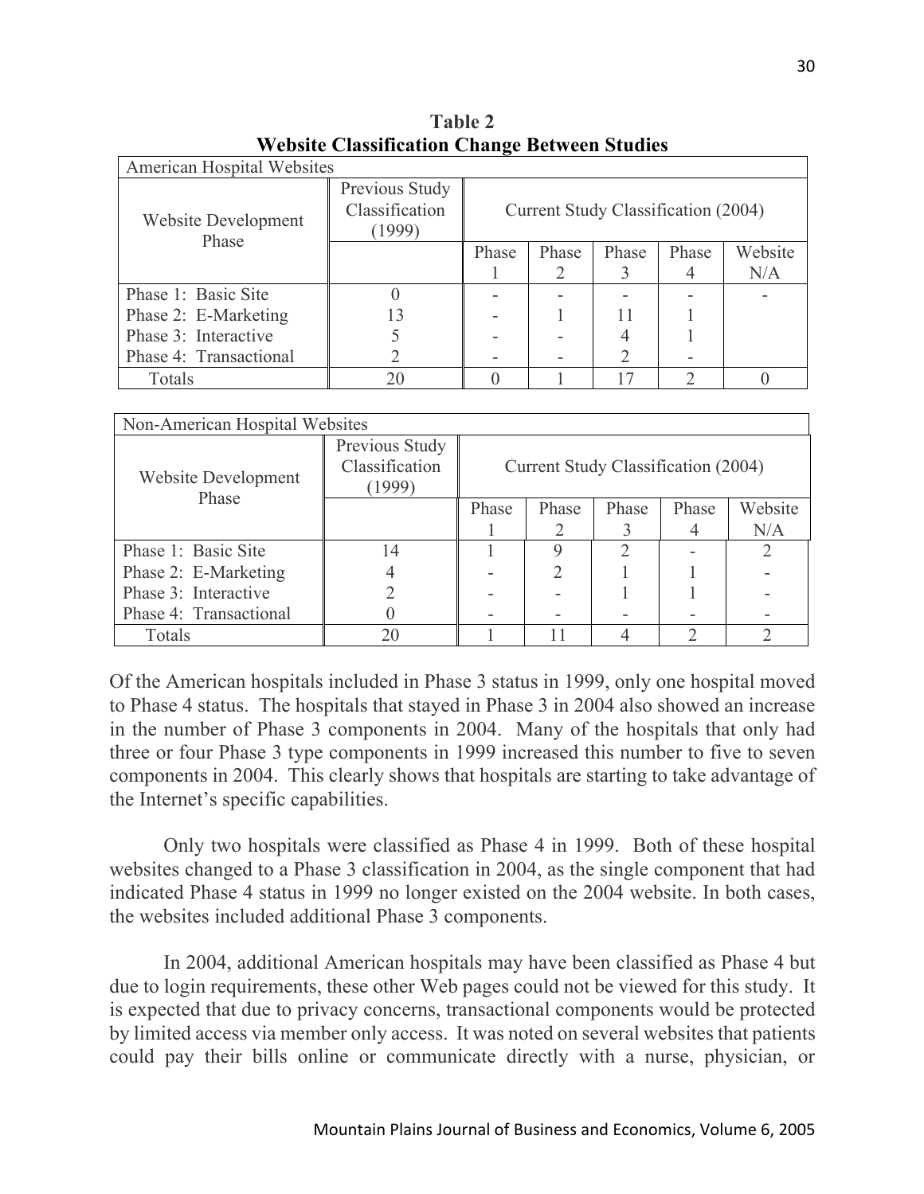**Table 2**
**Website Classification Change Between Studies**

| American Hospital Websites | | | | | | |
|---|---|---|---|---|---|---|
| Website Development Phase | Previous Study Classification (1999) | Current Study Classification (2004) | | | | |
| | | Phase 1 | Phase 2 | Phase 3 | Phase 4 | Website N/A |
| Phase 1: Basic Site | 0 | - | - | - | - | - |
| Phase 2: E-Marketing | 13 | - | 1 | 11 | 1 | |
| Phase 3: Interactive | 5 | - | - | 4 | 1 | |
| Phase 4: Transactional | 2 | - | - | 2 | - | |
| Totals | 20 | 0 | 1 | 17 | 2 | 0 |

| Non-American Hospital Websites | | | | | | |
|---|---|---|---|---|---|---|
| Website Development Phase | Previous Study Classification (1999) | Current Study Classification (2004) | | | | |
| | | Phase 1 | Phase 2 | Phase 3 | Phase 4 | Website N/A |
| Phase 1: Basic Site | 14 | 1 | 9 | 2 | - | 2 |
| Phase 2: E-Marketing | 4 | - | 2 | 1 | 1 | - |
| Phase 3: Interactive | 2 | - | - | 1 | 1 | - |
| Phase 4: Transactional | 0 | - | - | - | - | - |
| Totals | 20 | 1 | 11 | 4 | 2 | 2 |

Of the American hospitals included in Phase 3 status in 1999, only one hospital moved to Phase 4 status. The hospitals that stayed in Phase 3 in 2004 also showed an increase in the number of Phase 3 components in 2004. Many of the hospitals that only had three or four Phase 3 type components in 1999 increased this number to five to seven components in 2004. This clearly shows that hospitals are starting to take advantage of the Internet's specific capabilities.

Only two hospitals were classified as Phase 4 in 1999. Both of these hospital websites changed to a Phase 3 classification in 2004, as the single component that had indicated Phase 4 status in 1999 no longer existed on the 2004 website. In both cases, the websites included additional Phase 3 components.

In 2004, additional American hospitals may have been classified as Phase 4 but due to login requirements, these other Web pages could not be viewed for this study. It is expected that due to privacy concerns, transactional components would be protected by limited access via member only access. It was noted on several websites that patients could pay their bills online or communicate directly with a nurse, physician, or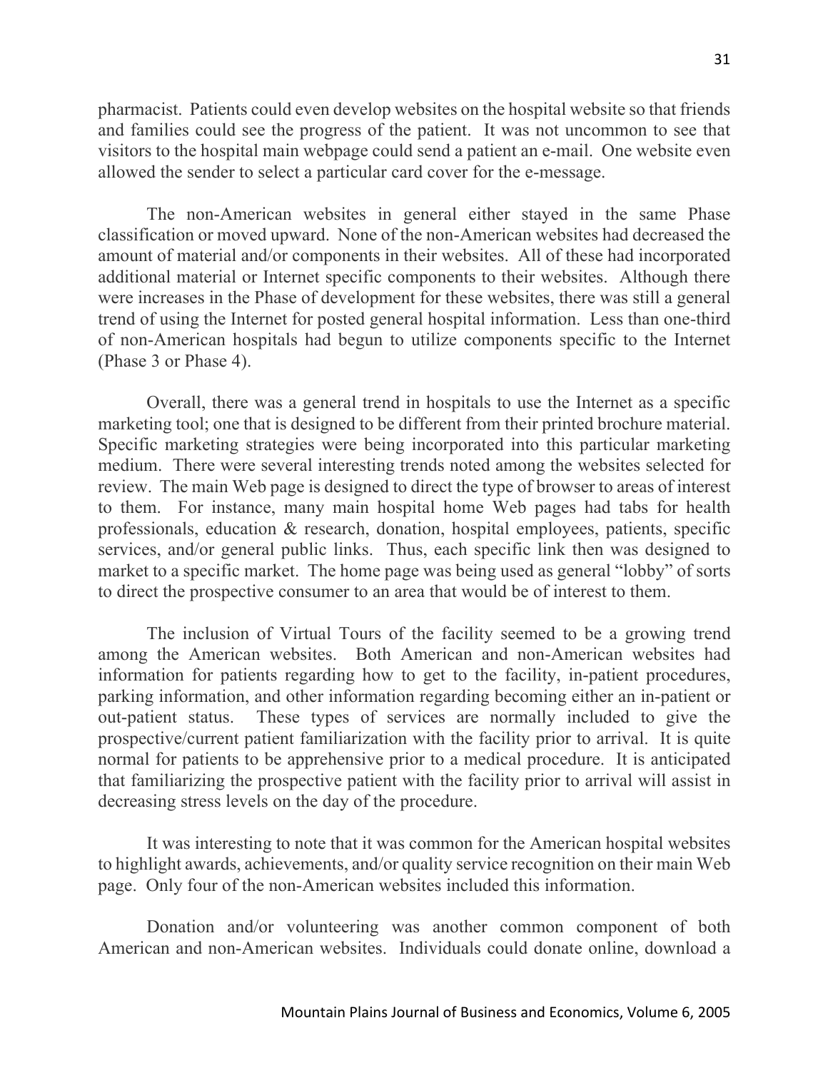pharmacist. Patients could even develop websites on the hospital website so that friends and families could see the progress of the patient. It was not uncommon to see that visitors to the hospital main webpage could send a patient an e-mail. One website even allowed the sender to select a particular card cover for the e-message.

The non-American websites in general either stayed in the same Phase classification or moved upward. None of the non-American websites had decreased the amount of material and/or components in their websites. All of these had incorporated additional material or Internet specific components to their websites. Although there were increases in the Phase of development for these websites, there was still a general trend of using the Internet for posted general hospital information. Less than one-third of non-American hospitals had begun to utilize components specific to the Internet (Phase 3 or Phase 4).

Overall, there was a general trend in hospitals to use the Internet as a specific marketing tool; one that is designed to be different from their printed brochure material. Specific marketing strategies were being incorporated into this particular marketing medium. There were several interesting trends noted among the websites selected for review. The main Web page is designed to direct the type of browser to areas of interest to them. For instance, many main hospital home Web pages had tabs for health professionals, education & research, donation, hospital employees, patients, specific services, and/or general public links. Thus, each specific link then was designed to market to a specific market. The home page was being used as general "lobby" of sorts to direct the prospective consumer to an area that would be of interest to them.

The inclusion of Virtual Tours of the facility seemed to be a growing trend among the American websites. Both American and non-American websites had information for patients regarding how to get to the facility, in-patient procedures, parking information, and other information regarding becoming either an in-patient or out-patient status. These types of services are normally included to give the prospective/current patient familiarization with the facility prior to arrival. It is quite normal for patients to be apprehensive prior to a medical procedure. It is anticipated that familiarizing the prospective patient with the facility prior to arrival will assist in decreasing stress levels on the day of the procedure.

It was interesting to note that it was common for the American hospital websites to highlight awards, achievements, and/or quality service recognition on their main Web page. Only four of the non-American websites included this information.

Donation and/or volunteering was another common component of both American and non-American websites. Individuals could donate online, download a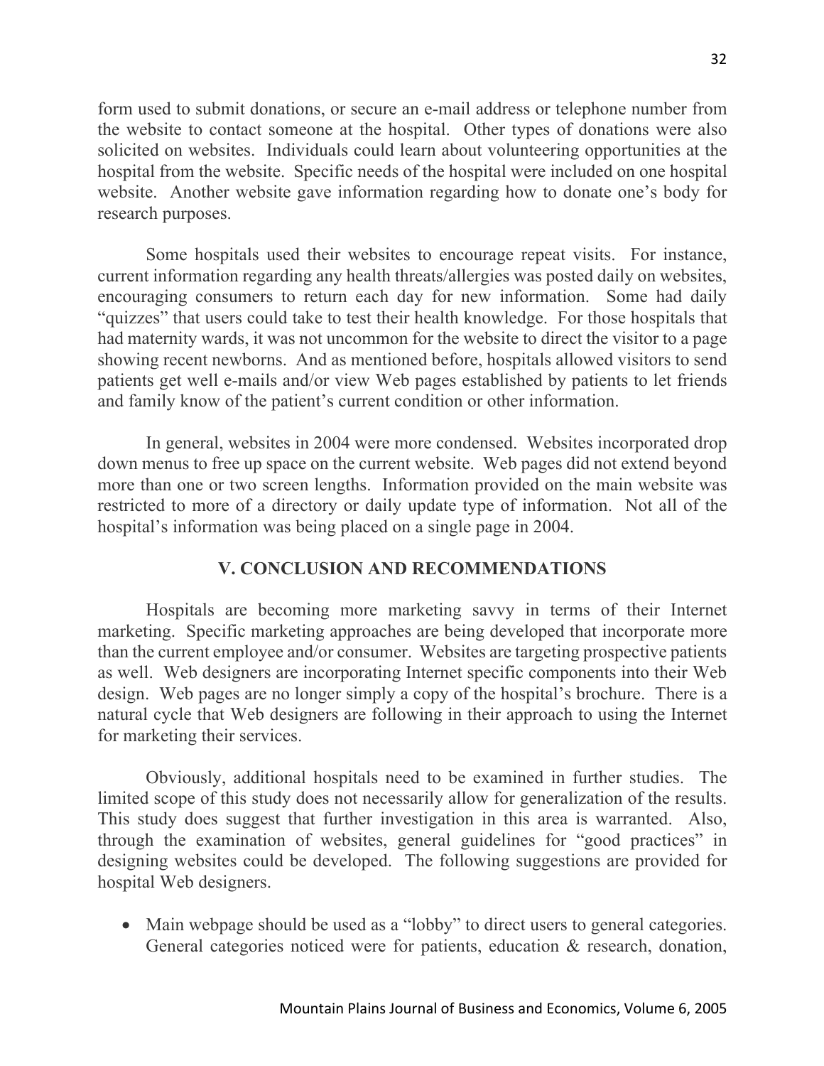form used to submit donations, or secure an e-mail address or telephone number from the website to contact someone at the hospital. Other types of donations were also solicited on websites. Individuals could learn about volunteering opportunities at the hospital from the website. Specific needs of the hospital were included on one hospital website. Another website gave information regarding how to donate one's body for research purposes.

Some hospitals used their websites to encourage repeat visits. For instance, current information regarding any health threats/allergies was posted daily on websites, encouraging consumers to return each day for new information. Some had daily "quizzes" that users could take to test their health knowledge. For those hospitals that had maternity wards, it was not uncommon for the website to direct the visitor to a page showing recent newborns. And as mentioned before, hospitals allowed visitors to send patients get well e-mails and/or view Web pages established by patients to let friends and family know of the patient's current condition or other information.

In general, websites in 2004 were more condensed. Websites incorporated drop down menus to free up space on the current website. Web pages did not extend beyond more than one or two screen lengths. Information provided on the main website was restricted to more of a directory or daily update type of information. Not all of the hospital's information was being placed on a single page in 2004.

## V. CONCLUSION AND RECOMMENDATIONS

Hospitals are becoming more marketing savvy in terms of their Internet marketing. Specific marketing approaches are being developed that incorporate more than the current employee and/or consumer. Websites are targeting prospective patients as well. Web designers are incorporating Internet specific components into their Web design. Web pages are no longer simply a copy of the hospital's brochure. There is a natural cycle that Web designers are following in their approach to using the Internet for marketing their services.

Obviously, additional hospitals need to be examined in further studies. The limited scope of this study does not necessarily allow for generalization of the results. This study does suggest that further investigation in this area is warranted. Also, through the examination of websites, general guidelines for "good practices" in designing websites could be developed. The following suggestions are provided for hospital Web designers.

- Main webpage should be used as a "lobby" to direct users to general categories. General categories noticed were for patients, education & research, donation,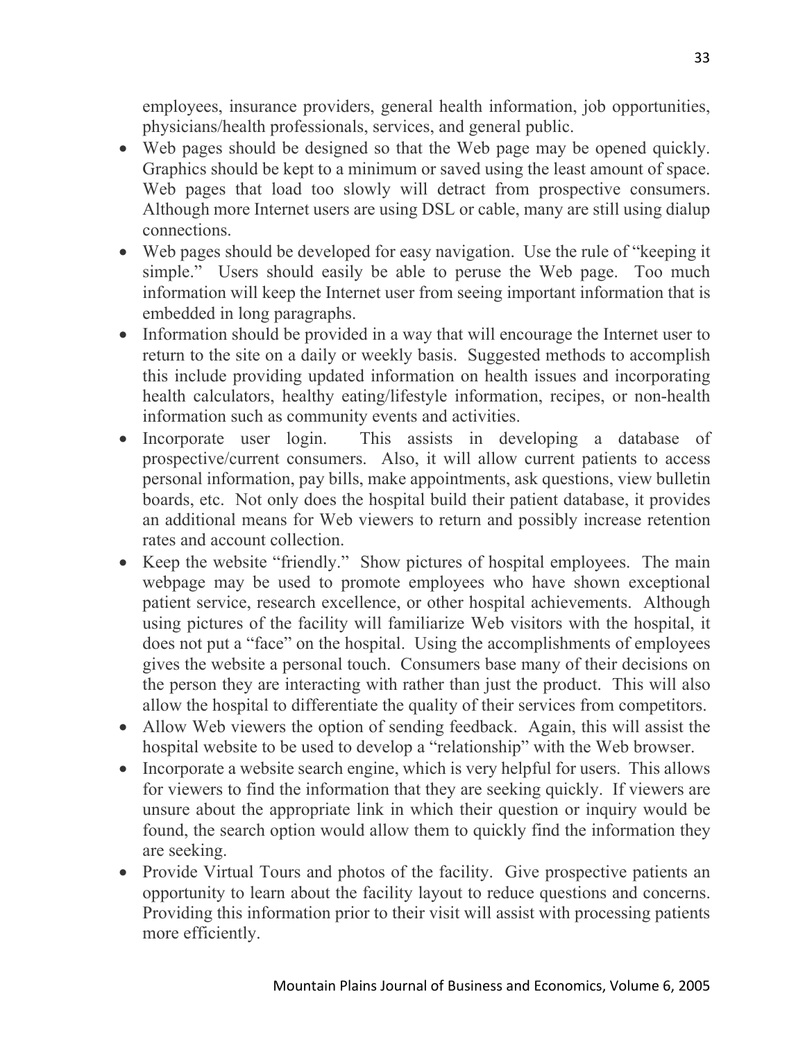employees, insurance providers, general health information, job opportunities, physicians/health professionals, services, and general public.

- Web pages should be designed so that the Web page may be opened quickly. Graphics should be kept to a minimum or saved using the least amount of space. Web pages that load too slowly will detract from prospective consumers. Although more Internet users are using DSL or cable, many are still using dialup connections.
- Web pages should be developed for easy navigation. Use the rule of "keeping it simple." Users should easily be able to peruse the Web page. Too much information will keep the Internet user from seeing important information that is embedded in long paragraphs.
- Information should be provided in a way that will encourage the Internet user to return to the site on a daily or weekly basis. Suggested methods to accomplish this include providing updated information on health issues and incorporating health calculators, healthy eating/lifestyle information, recipes, or non-health information such as community events and activities.
- Incorporate user login. This assists in developing a database of prospective/current consumers. Also, it will allow current patients to access personal information, pay bills, make appointments, ask questions, view bulletin boards, etc. Not only does the hospital build their patient database, it provides an additional means for Web viewers to return and possibly increase retention rates and account collection.
- Keep the website "friendly." Show pictures of hospital employees. The main webpage may be used to promote employees who have shown exceptional patient service, research excellence, or other hospital achievements. Although using pictures of the facility will familiarize Web visitors with the hospital, it does not put a "face" on the hospital. Using the accomplishments of employees gives the website a personal touch. Consumers base many of their decisions on the person they are interacting with rather than just the product. This will also allow the hospital to differentiate the quality of their services from competitors.
- Allow Web viewers the option of sending feedback. Again, this will assist the hospital website to be used to develop a "relationship" with the Web browser.
- Incorporate a website search engine, which is very helpful for users. This allows for viewers to find the information that they are seeking quickly. If viewers are unsure about the appropriate link in which their question or inquiry would be found, the search option would allow them to quickly find the information they are seeking.
- Provide Virtual Tours and photos of the facility. Give prospective patients an opportunity to learn about the facility layout to reduce questions and concerns. Providing this information prior to their visit will assist with processing patients more efficiently.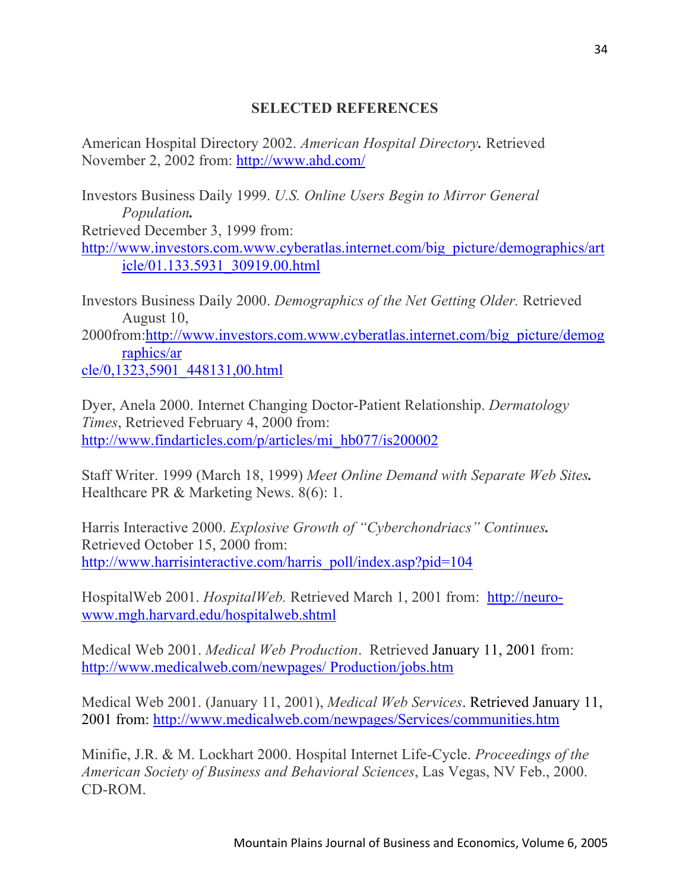## SELECTED REFERENCES

American Hospital Directory 2002. *American Hospital Directory.* Retrieved November 2, 2002 from: http://www.ahd.com/

Investors Business Daily 1999. *U.S. Online Users Begin to Mirror General Population.*
Retrieved December 3, 1999 from:
http://www.investors.com.www.cyberatlas.internet.com/big_picture/demographics/article/01.133.5931_30919.00.html

Investors Business Daily 2000. *Demographics of the Net Getting Older.* Retrieved August 10,
2000from:http://www.investors.com.www.cyberatlas.internet.com/big_picture/demographics/ar
cle/0,1323,5901_448131,00.html

Dyer, Anela 2000. Internet Changing Doctor-Patient Relationship. *Dermatology Times*, Retrieved February 4, 2000 from:
http://www.findarticles.com/p/articles/mi_hb077/is200002

Staff Writer. 1999 (March 18, 1999) *Meet Online Demand with Separate Web Sites.* Healthcare PR & Marketing News. 8(6): 1.

Harris Interactive 2000. *Explosive Growth of "Cyberchondriacs" Continues.* Retrieved October 15, 2000 from:
http://www.harrisinteractive.com/harris_poll/index.asp?pid=104

HospitalWeb 2001. *HospitalWeb.* Retrieved March 1, 2001 from: http://neuro-www.mgh.harvard.edu/hospitalweb.shtml

Medical Web 2001. *Medical Web Production*. Retrieved January 11, 2001 from:
http://www.medicalweb.com/newpages/ Production/jobs.htm

Medical Web 2001. (January 11, 2001), *Medical Web Services*. Retrieved January 11, 2001 from: http://www.medicalweb.com/newpages/Services/communities.htm

Minifie, J.R. & M. Lockhart 2000. Hospital Internet Life-Cycle. *Proceedings of the American Society of Business and Behavioral Sciences*, Las Vegas, NV Feb., 2000. CD-ROM.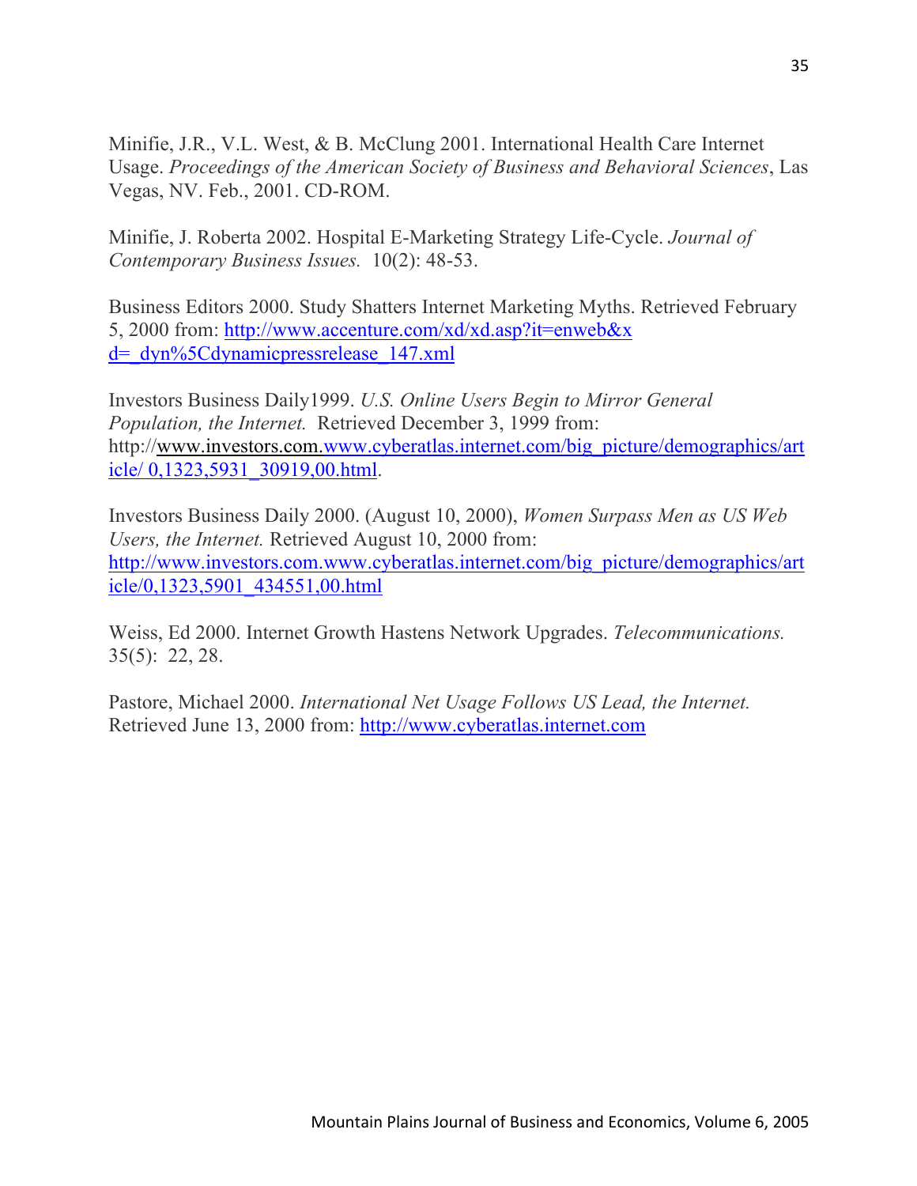Minifie, J.R., V.L. West, & B. McClung 2001. International Health Care Internet Usage. *Proceedings of the American Society of Business and Behavioral Sciences*, Las Vegas, NV. Feb., 2001. CD-ROM.

Minifie, J. Roberta 2002. Hospital E-Marketing Strategy Life-Cycle. *Journal of Contemporary Business Issues.* 10(2): 48-53.

Business Editors 2000. Study Shatters Internet Marketing Myths. Retrieved February 5, 2000 from: http://www.accenture.com/xd/xd.asp?it=enweb&xd=_dyn%5Cdynamicpressrelease_147.xml

Investors Business Daily1999. *U.S. Online Users Begin to Mirror General Population, the Internet.* Retrieved December 3, 1999 from: http://www.investors.com.www.cyberatlas.internet.com/big_picture/demographics/article/ 0,1323,5931_30919,00.html.

Investors Business Daily 2000. (August 10, 2000), *Women Surpass Men as US Web Users, the Internet.* Retrieved August 10, 2000 from: http://www.investors.com.www.cyberatlas.internet.com/big_picture/demographics/article/0,1323,5901_434551,00.html

Weiss, Ed 2000. Internet Growth Hastens Network Upgrades. *Telecommunications.* 35(5): 22, 28.

Pastore, Michael 2000. *International Net Usage Follows US Lead, the Internet.* Retrieved June 13, 2000 from: http://www.cyberatlas.internet.com